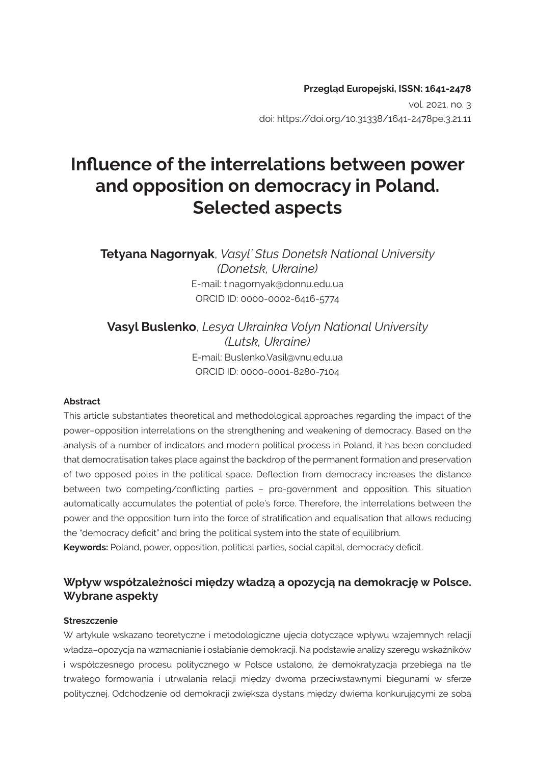**Przegląd Europejski, ISSN: 1641-2478**
vol. 2021, no. 3
doi: https://doi.org/10.31338/1641-2478pe.3.21.11

# Influence of the interrelations between power and opposition on democracy in Poland. Selected aspects

**Tetyana Nagornyak**, *Vasyl' Stus Donetsk National University (Donetsk, Ukraine)*
E-mail: t.nagornyak@donnu.edu.ua
ORCID ID: 0000-0002-6416-5774

**Vasyl Buslenko**, *Lesya Ukrainka Volyn National University (Lutsk, Ukraine)*
E-mail: Buslenko.Vasil@vnu.edu.ua
ORCID ID: 0000-0001-8280-7104

**Abstract**

This article substantiates theoretical and methodological approaches regarding the impact of the power–opposition interrelations on the strengthening and weakening of democracy. Based on the analysis of a number of indicators and modern political process in Poland, it has been concluded that democratisation takes place against the backdrop of the permanent formation and preservation of two opposed poles in the political space. Deflection from democracy increases the distance between two competing/conflicting parties – pro-government and opposition. This situation automatically accumulates the potential of pole's force. Therefore, the interrelations between the power and the opposition turn into the force of stratification and equalisation that allows reducing the "democracy deficit" and bring the political system into the state of equilibrium.

**Keywords:** Poland, power, opposition, political parties, social capital, democracy deficit.

## Wpływ współzależności między władzą a opozycją na demokrację w Polsce. Wybrane aspekty

**Streszczenie**

W artykule wskazano teoretyczne i metodologiczne ujęcia dotyczące wpływu wzajemnych relacji władza–opozycja na wzmacnianie i osłabianie demokracji. Na podstawie analizy szeregu wskaźników i współczesnego procesu politycznego w Polsce ustalono, że demokratyzacja przebiega na tle trwałego formowania i utrwalania relacji między dwoma przeciwstawnymi biegunami w sferze politycznej. Odchodzenie od demokracji zwiększa dystans między dwiema konkurującymi ze sobą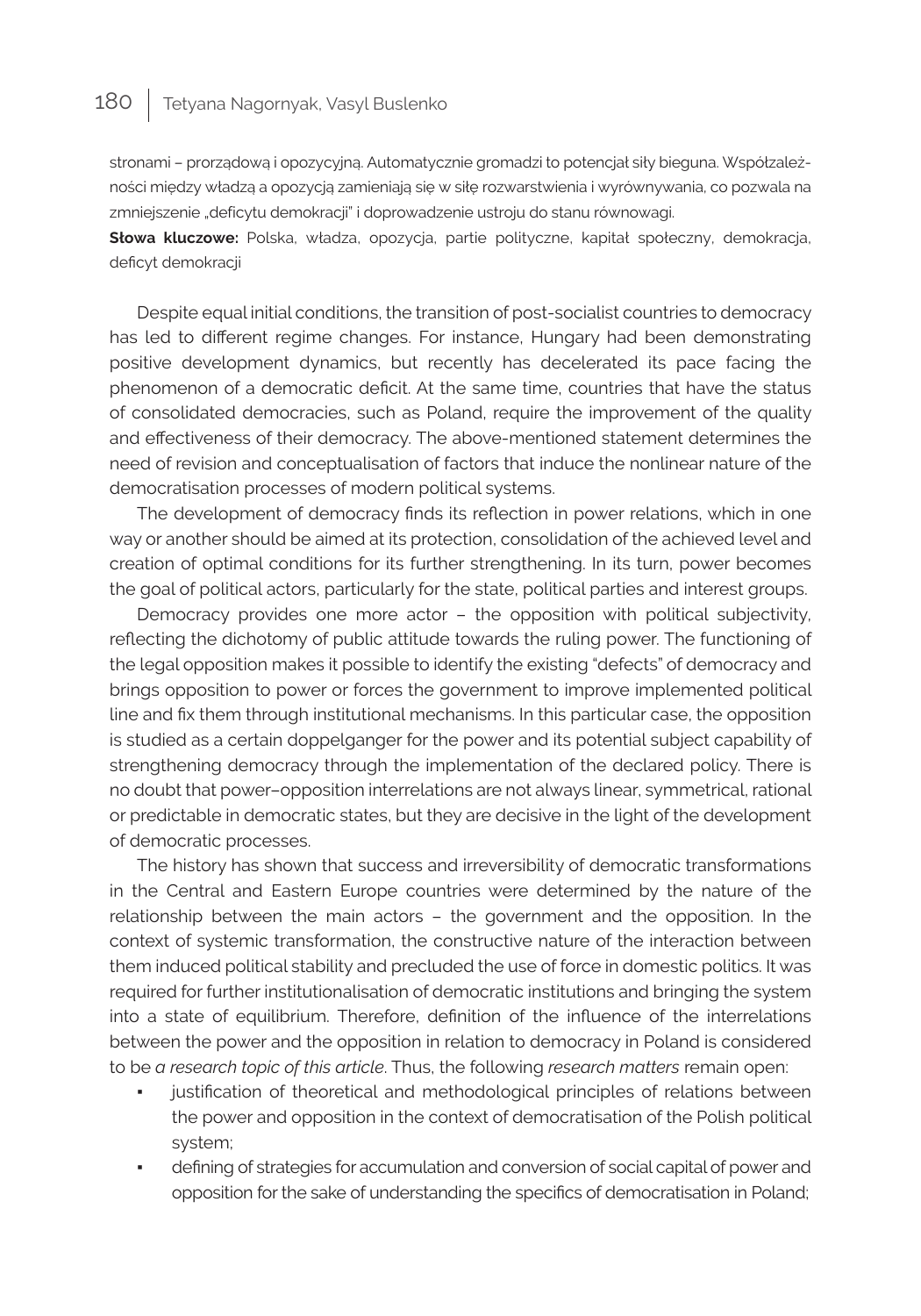stronami – prorządową i opozycyjną. Automatycznie gromadzi to potencjał siły bieguna. Współzależności między władzą a opozycją zamieniają się w siłę rozwarstwienia i wyrównywania, co pozwala na zmniejszenie „deficytu demokracji" i doprowadzenie ustroju do stanu równowagi.

**Słowa kluczowe:** Polska, władza, opozycja, partie polityczne, kapitał społeczny, demokracja, deficyt demokracji

Despite equal initial conditions, the transition of post-socialist countries to democracy has led to different regime changes. For instance, Hungary had been demonstrating positive development dynamics, but recently has decelerated its pace facing the phenomenon of a democratic deficit. At the same time, countries that have the status of consolidated democracies, such as Poland, require the improvement of the quality and effectiveness of their democracy. The above-mentioned statement determines the need of revision and conceptualisation of factors that induce the nonlinear nature of the democratisation processes of modern political systems.

The development of democracy finds its reflection in power relations, which in one way or another should be aimed at its protection, consolidation of the achieved level and creation of optimal conditions for its further strengthening. In its turn, power becomes the goal of political actors, particularly for the state, political parties and interest groups.

Democracy provides one more actor – the opposition with political subjectivity, reflecting the dichotomy of public attitude towards the ruling power. The functioning of the legal opposition makes it possible to identify the existing "defects" of democracy and brings opposition to power or forces the government to improve implemented political line and fix them through institutional mechanisms. In this particular case, the opposition is studied as a certain doppelganger for the power and its potential subject capability of strengthening democracy through the implementation of the declared policy. There is no doubt that power–opposition interrelations are not always linear, symmetrical, rational or predictable in democratic states, but they are decisive in the light of the development of democratic processes.

The history has shown that success and irreversibility of democratic transformations in the Central and Eastern Europe countries were determined by the nature of the relationship between the main actors – the government and the opposition. In the context of systemic transformation, the constructive nature of the interaction between them induced political stability and precluded the use of force in domestic politics. It was required for further institutionalisation of democratic institutions and bringing the system into a state of equilibrium. Therefore, definition of the influence of the interrelations between the power and the opposition in relation to democracy in Poland is considered to be *a research topic of this article*. Thus, the following *research matters* remain open:

- justification of theoretical and methodological principles of relations between the power and opposition in the context of democratisation of the Polish political system;
- defining of strategies for accumulation and conversion of social capital of power and opposition for the sake of understanding the specifics of democratisation in Poland;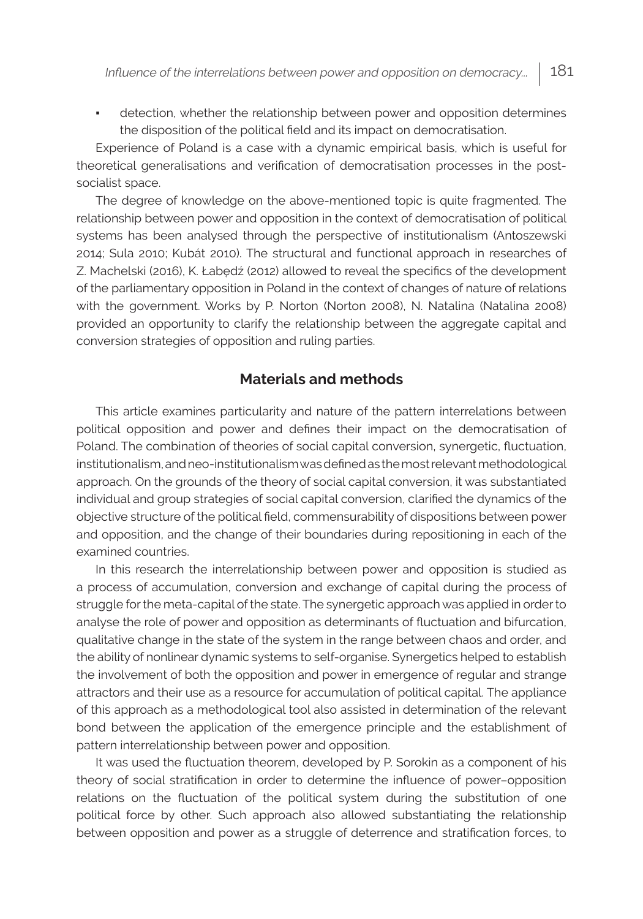- detection, whether the relationship between power and opposition determines the disposition of the political field and its impact on democratisation.

Experience of Poland is a case with a dynamic empirical basis, which is useful for theoretical generalisations and verification of democratisation processes in the post-socialist space.

The degree of knowledge on the above-mentioned topic is quite fragmented. The relationship between power and opposition in the context of democratisation of political systems has been analysed through the perspective of institutionalism (Antoszewski 2014; Sula 2010; Kubát 2010). The structural and functional approach in researches of Z. Machelski (2016), K. Łabędź (2012) allowed to reveal the specifics of the development of the parliamentary opposition in Poland in the context of changes of nature of relations with the government. Works by P. Norton (Norton 2008), N. Natalina (Natalina 2008) provided an opportunity to clarify the relationship between the aggregate capital and conversion strategies of opposition and ruling parties.

## Materials and methods

This article examines particularity and nature of the pattern interrelations between political opposition and power and defines their impact on the democratisation of Poland. The combination of theories of social capital conversion, synergetic, fluctuation, institutionalism, and neo-institutionalism was defined as the most relevant methodological approach. On the grounds of the theory of social capital conversion, it was substantiated individual and group strategies of social capital conversion, clarified the dynamics of the objective structure of the political field, commensurability of dispositions between power and opposition, and the change of their boundaries during repositioning in each of the examined countries.

In this research the interrelationship between power and opposition is studied as a process of accumulation, conversion and exchange of capital during the process of struggle for the meta-capital of the state. The synergetic approach was applied in order to analyse the role of power and opposition as determinants of fluctuation and bifurcation, qualitative change in the state of the system in the range between chaos and order, and the ability of nonlinear dynamic systems to self-organise. Synergetics helped to establish the involvement of both the opposition and power in emergence of regular and strange attractors and their use as a resource for accumulation of political capital. The appliance of this approach as a methodological tool also assisted in determination of the relevant bond between the application of the emergence principle and the establishment of pattern interrelationship between power and opposition.

It was used the fluctuation theorem, developed by P. Sorokin as a component of his theory of social stratification in order to determine the influence of power–opposition relations on the fluctuation of the political system during the substitution of one political force by other. Such approach also allowed substantiating the relationship between opposition and power as a struggle of deterrence and stratification forces, to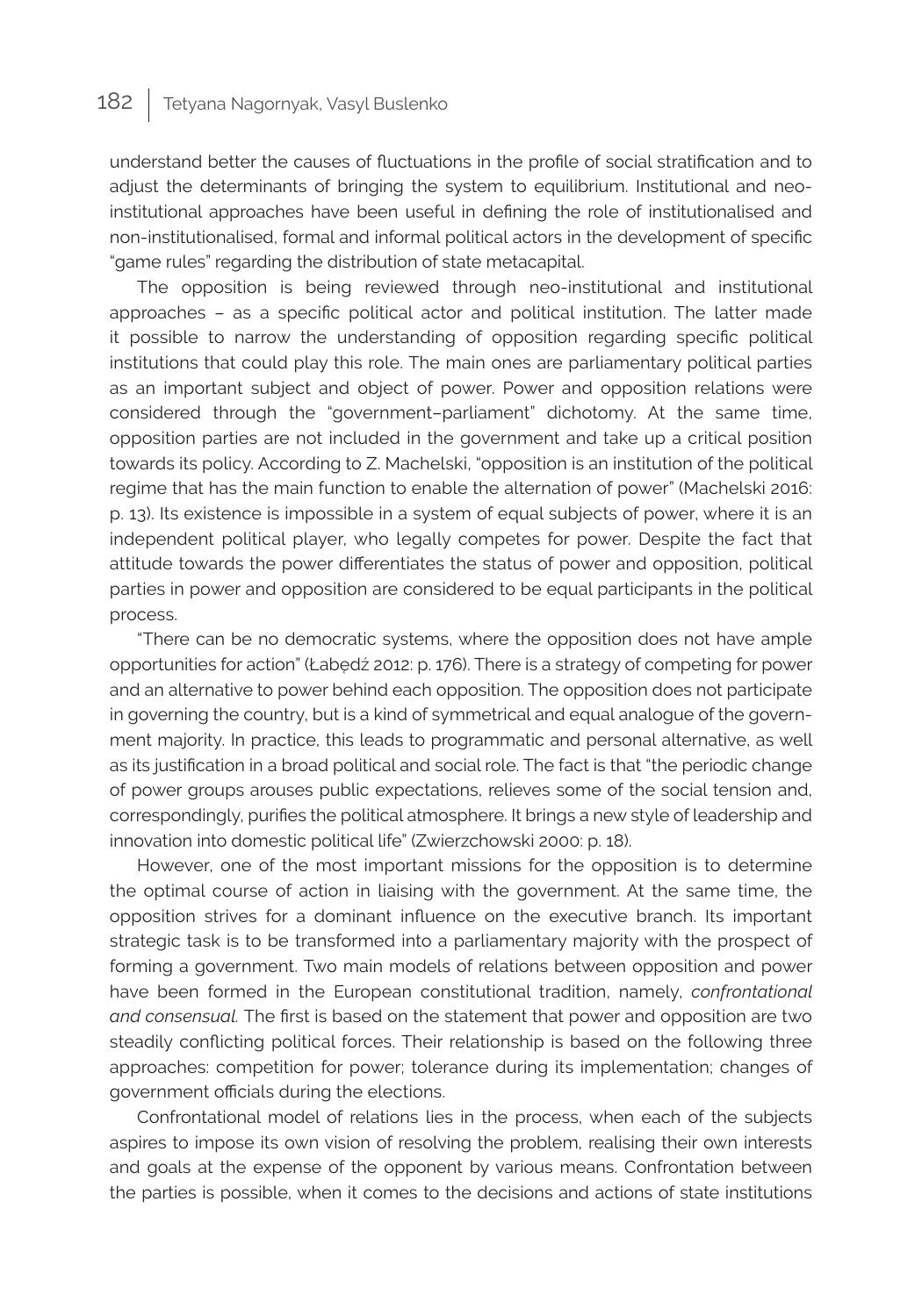understand better the causes of fluctuations in the profile of social stratification and to adjust the determinants of bringing the system to equilibrium. Institutional and neo-institutional approaches have been useful in defining the role of institutionalised and non-institutionalised, formal and informal political actors in the development of specific "game rules" regarding the distribution of state metacapital.

The opposition is being reviewed through neo-institutional and institutional approaches – as a specific political actor and political institution. The latter made it possible to narrow the understanding of opposition regarding specific political institutions that could play this role. The main ones are parliamentary political parties as an important subject and object of power. Power and opposition relations were considered through the "government–parliament" dichotomy. At the same time, opposition parties are not included in the government and take up a critical position towards its policy. According to Z. Machelski, "opposition is an institution of the political regime that has the main function to enable the alternation of power" (Machelski 2016: p. 13). Its existence is impossible in a system of equal subjects of power, where it is an independent political player, who legally competes for power. Despite the fact that attitude towards the power differentiates the status of power and opposition, political parties in power and opposition are considered to be equal participants in the political process.

"There can be no democratic systems, where the opposition does not have ample opportunities for action" (Łabędź 2012: p. 176). There is a strategy of competing for power and an alternative to power behind each opposition. The opposition does not participate in governing the country, but is a kind of symmetrical and equal analogue of the government majority. In practice, this leads to programmatic and personal alternative, as well as its justification in a broad political and social role. The fact is that "the periodic change of power groups arouses public expectations, relieves some of the social tension and, correspondingly, purifies the political atmosphere. It brings a new style of leadership and innovation into domestic political life" (Zwierzchowski 2000: p. 18).

However, one of the most important missions for the opposition is to determine the optimal course of action in liaising with the government. At the same time, the opposition strives for a dominant influence on the executive branch. Its important strategic task is to be transformed into a parliamentary majority with the prospect of forming a government. Two main models of relations between opposition and power have been formed in the European constitutional tradition, namely, *confrontational and consensual.* The first is based on the statement that power and opposition are two steadily conflicting political forces. Their relationship is based on the following three approaches: competition for power; tolerance during its implementation; changes of government officials during the elections.

Confrontational model of relations lies in the process, when each of the subjects aspires to impose its own vision of resolving the problem, realising their own interests and goals at the expense of the opponent by various means. Confrontation between the parties is possible, when it comes to the decisions and actions of state institutions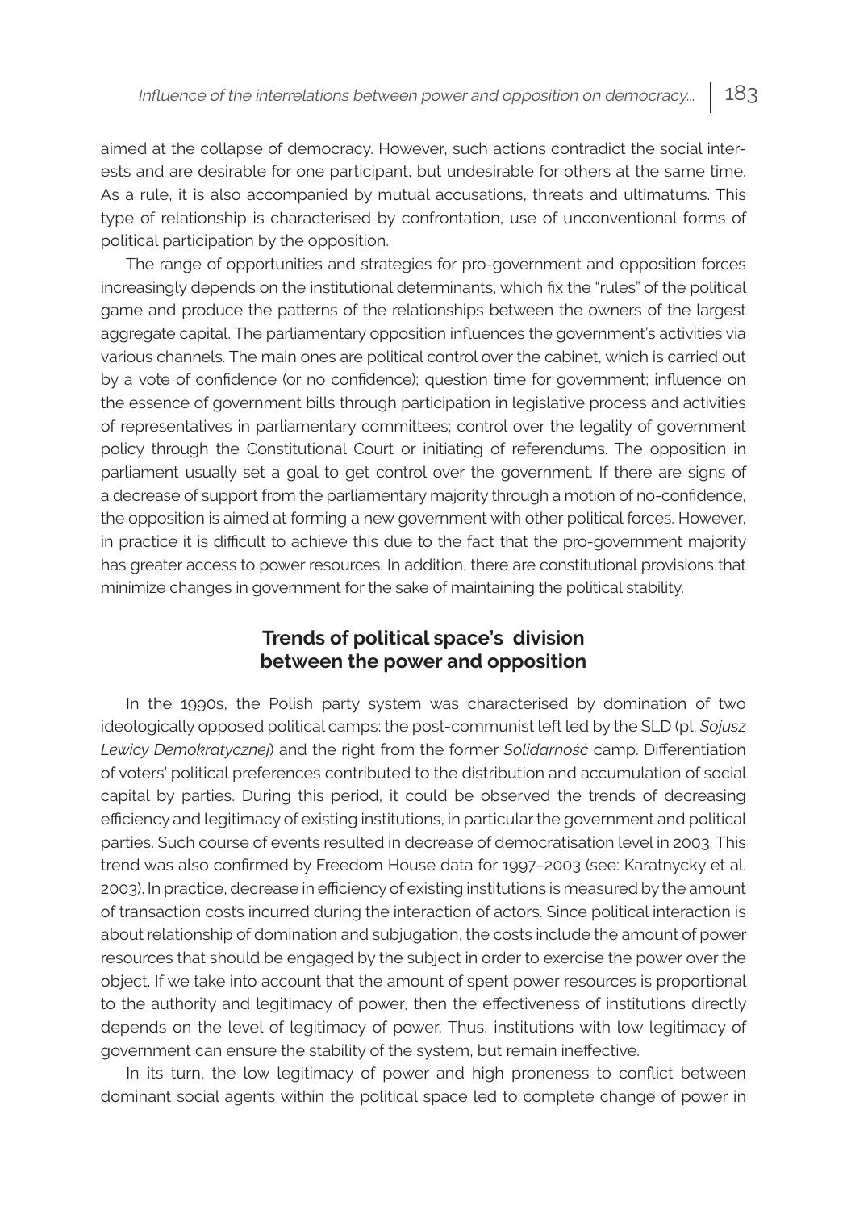aimed at the collapse of democracy. However, such actions contradict the social interests and are desirable for one participant, but undesirable for others at the same time. As a rule, it is also accompanied by mutual accusations, threats and ultimatums. This type of relationship is characterised by confrontation, use of unconventional forms of political participation by the opposition.

The range of opportunities and strategies for pro-government and opposition forces increasingly depends on the institutional determinants, which fix the "rules" of the political game and produce the patterns of the relationships between the owners of the largest aggregate capital. The parliamentary opposition influences the government's activities via various channels. The main ones are political control over the cabinet, which is carried out by a vote of confidence (or no confidence); question time for government; influence on the essence of government bills through participation in legislative process and activities of representatives in parliamentary committees; control over the legality of government policy through the Constitutional Court or initiating of referendums. The opposition in parliament usually set a goal to get control over the government. If there are signs of a decrease of support from the parliamentary majority through a motion of no-confidence, the opposition is aimed at forming a new government with other political forces. However, in practice it is difficult to achieve this due to the fact that the pro-government majority has greater access to power resources. In addition, there are constitutional provisions that minimize changes in government for the sake of maintaining the political stability.

## Trends of political space's division between the power and opposition

In the 1990s, the Polish party system was characterised by domination of two ideologically opposed political camps: the post-communist left led by the SLD (pl. *Sojusz Lewicy Demokratycznej*) and the right from the former *Solidarność* camp. Differentiation of voters' political preferences contributed to the distribution and accumulation of social capital by parties. During this period, it could be observed the trends of decreasing efficiency and legitimacy of existing institutions, in particular the government and political parties. Such course of events resulted in decrease of democratisation level in 2003. This trend was also confirmed by Freedom House data for 1997–2003 (see: Karatnycky et al. 2003). In practice, decrease in efficiency of existing institutions is measured by the amount of transaction costs incurred during the interaction of actors. Since political interaction is about relationship of domination and subjugation, the costs include the amount of power resources that should be engaged by the subject in order to exercise the power over the object. If we take into account that the amount of spent power resources is proportional to the authority and legitimacy of power, then the effectiveness of institutions directly depends on the level of legitimacy of power. Thus, institutions with low legitimacy of government can ensure the stability of the system, but remain ineffective.

In its turn, the low legitimacy of power and high proneness to conflict between dominant social agents within the political space led to complete change of power in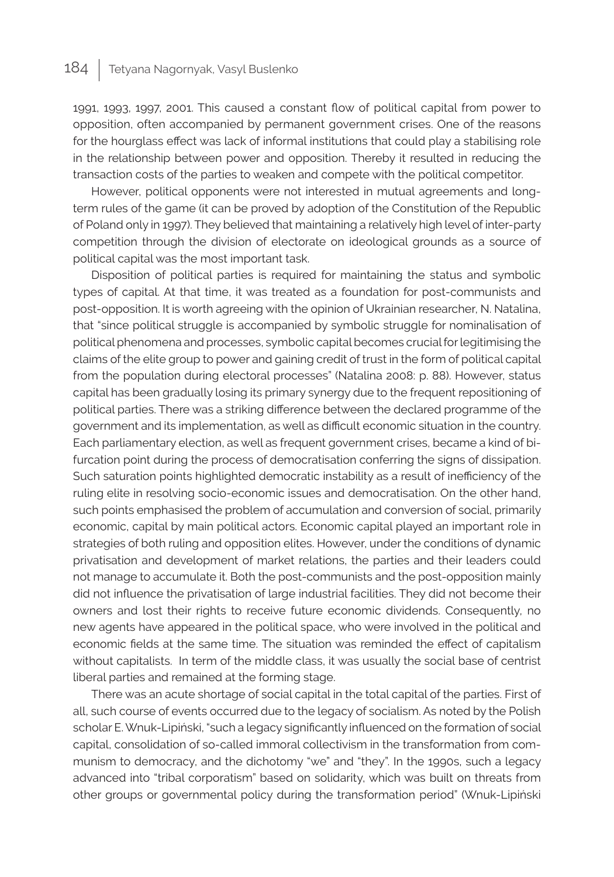1991, 1993, 1997, 2001. This caused a constant flow of political capital from power to opposition, often accompanied by permanent government crises. One of the reasons for the hourglass effect was lack of informal institutions that could play a stabilising role in the relationship between power and opposition. Thereby it resulted in reducing the transaction costs of the parties to weaken and compete with the political competitor.

However, political opponents were not interested in mutual agreements and long-term rules of the game (it can be proved by adoption of the Constitution of the Republic of Poland only in 1997). They believed that maintaining a relatively high level of inter-party competition through the division of electorate on ideological grounds as a source of political capital was the most important task.

Disposition of political parties is required for maintaining the status and symbolic types of capital. At that time, it was treated as a foundation for post-communists and post-opposition. It is worth agreeing with the opinion of Ukrainian researcher, N. Natalina, that "since political struggle is accompanied by symbolic struggle for nominalisation of political phenomena and processes, symbolic capital becomes crucial for legitimising the claims of the elite group to power and gaining credit of trust in the form of political capital from the population during electoral processes" (Natalina 2008: p. 88). However, status capital has been gradually losing its primary synergy due to the frequent repositioning of political parties. There was a striking difference between the declared programme of the government and its implementation, as well as difficult economic situation in the country. Each parliamentary election, as well as frequent government crises, became a kind of bifurcation point during the process of democratisation conferring the signs of dissipation. Such saturation points highlighted democratic instability as a result of inefficiency of the ruling elite in resolving socio-economic issues and democratisation. On the other hand, such points emphasised the problem of accumulation and conversion of social, primarily economic, capital by main political actors. Economic capital played an important role in strategies of both ruling and opposition elites. However, under the conditions of dynamic privatisation and development of market relations, the parties and their leaders could not manage to accumulate it. Both the post-communists and the post-opposition mainly did not influence the privatisation of large industrial facilities. They did not become their owners and lost their rights to receive future economic dividends. Consequently, no new agents have appeared in the political space, who were involved in the political and economic fields at the same time. The situation was reminded the effect of capitalism without capitalists. In term of the middle class, it was usually the social base of centrist liberal parties and remained at the forming stage.

There was an acute shortage of social capital in the total capital of the parties. First of all, such course of events occurred due to the legacy of socialism. As noted by the Polish scholar E. Wnuk-Lipiński, "such a legacy significantly influenced on the formation of social capital, consolidation of so-called immoral collectivism in the transformation from communism to democracy, and the dichotomy "we" and "they". In the 1990s, such a legacy advanced into "tribal corporatism" based on solidarity, which was built on threats from other groups or governmental policy during the transformation period" (Wnuk-Lipiński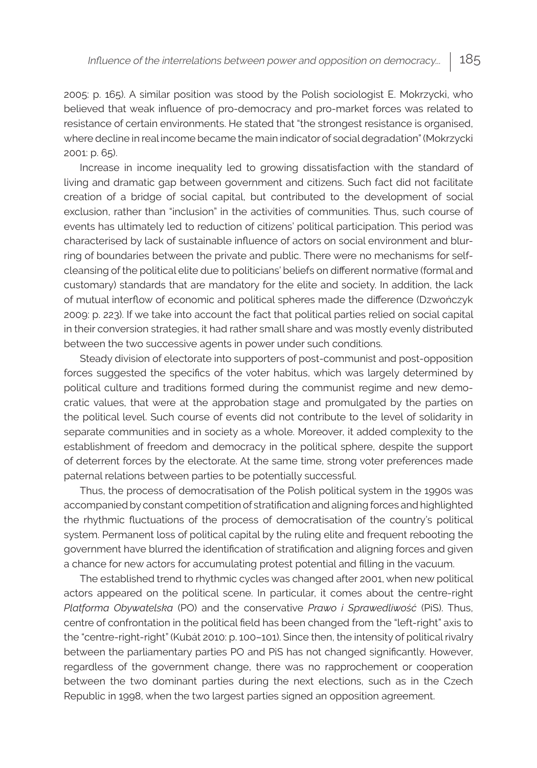2005: p. 165). A similar position was stood by the Polish sociologist E. Mokrzycki, who believed that weak influence of pro-democracy and pro-market forces was related to resistance of certain environments. He stated that "the strongest resistance is organised, where decline in real income became the main indicator of social degradation" (Mokrzycki 2001: p. 65).

Increase in income inequality led to growing dissatisfaction with the standard of living and dramatic gap between government and citizens. Such fact did not facilitate creation of a bridge of social capital, but contributed to the development of social exclusion, rather than "inclusion" in the activities of communities. Thus, such course of events has ultimately led to reduction of citizens' political participation. This period was characterised by lack of sustainable influence of actors on social environment and blurring of boundaries between the private and public. There were no mechanisms for self-cleansing of the political elite due to politicians' beliefs on different normative (formal and customary) standards that are mandatory for the elite and society. In addition, the lack of mutual interflow of economic and political spheres made the difference (Dzwończyk 2009: p. 223). If we take into account the fact that political parties relied on social capital in their conversion strategies, it had rather small share and was mostly evenly distributed between the two successive agents in power under such conditions.

Steady division of electorate into supporters of post-communist and post-opposition forces suggested the specifics of the voter habitus, which was largely determined by political culture and traditions formed during the communist regime and new democratic values, that were at the approbation stage and promulgated by the parties on the political level. Such course of events did not contribute to the level of solidarity in separate communities and in society as a whole. Moreover, it added complexity to the establishment of freedom and democracy in the political sphere, despite the support of deterrent forces by the electorate. At the same time, strong voter preferences made paternal relations between parties to be potentially successful.

Thus, the process of democratisation of the Polish political system in the 1990s was accompanied by constant competition of stratification and aligning forces and highlighted the rhythmic fluctuations of the process of democratisation of the country's political system. Permanent loss of political capital by the ruling elite and frequent rebooting the government have blurred the identification of stratification and aligning forces and given a chance for new actors for accumulating protest potential and filling in the vacuum.

The established trend to rhythmic cycles was changed after 2001, when new political actors appeared on the political scene. In particular, it comes about the centre-right *Platforma Obywatelska* (PO) and the conservative *Prawo i Sprawiedliwość* (PiS). Thus, centre of confrontation in the political field has been changed from the "left-right" axis to the "centre-right-right" (Kubát 2010: p. 100–101). Since then, the intensity of political rivalry between the parliamentary parties PO and PiS has not changed significantly. However, regardless of the government change, there was no rapprochement or cooperation between the two dominant parties during the next elections, such as in the Czech Republic in 1998, when the two largest parties signed an opposition agreement.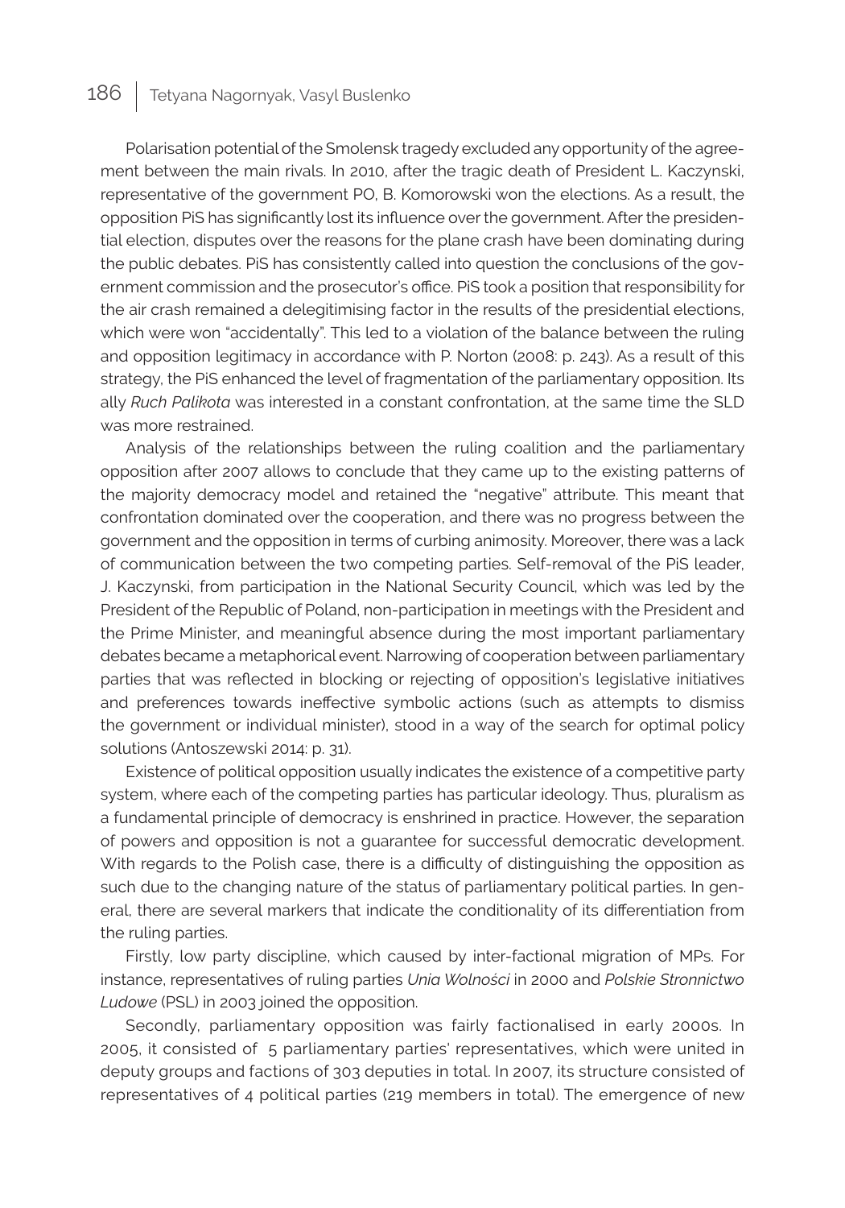Polarisation potential of the Smolensk tragedy excluded any opportunity of the agreement between the main rivals. In 2010, after the tragic death of President L. Kaczynski, representative of the government PO, B. Komorowski won the elections. As a result, the opposition PiS has significantly lost its influence over the government. After the presidential election, disputes over the reasons for the plane crash have been dominating during the public debates. PiS has consistently called into question the conclusions of the government commission and the prosecutor's office. PiS took a position that responsibility for the air crash remained a delegitimising factor in the results of the presidential elections, which were won "accidentally". This led to a violation of the balance between the ruling and opposition legitimacy in accordance with P. Norton (2008: p. 243). As a result of this strategy, the PiS enhanced the level of fragmentation of the parliamentary opposition. Its ally *Ruch Palikota* was interested in a constant confrontation, at the same time the SLD was more restrained.

Analysis of the relationships between the ruling coalition and the parliamentary opposition after 2007 allows to conclude that they came up to the existing patterns of the majority democracy model and retained the "negative" attribute. This meant that confrontation dominated over the cooperation, and there was no progress between the government and the opposition in terms of curbing animosity. Moreover, there was a lack of communication between the two competing parties. Self-removal of the PiS leader, J. Kaczynski, from participation in the National Security Council, which was led by the President of the Republic of Poland, non-participation in meetings with the President and the Prime Minister, and meaningful absence during the most important parliamentary debates became a metaphorical event. Narrowing of cooperation between parliamentary parties that was reflected in blocking or rejecting of opposition's legislative initiatives and preferences towards ineffective symbolic actions (such as attempts to dismiss the government or individual minister), stood in a way of the search for optimal policy solutions (Antoszewski 2014: p. 31).

Existence of political opposition usually indicates the existence of a competitive party system, where each of the competing parties has particular ideology. Thus, pluralism as a fundamental principle of democracy is enshrined in practice. However, the separation of powers and opposition is not a guarantee for successful democratic development. With regards to the Polish case, there is a difficulty of distinguishing the opposition as such due to the changing nature of the status of parliamentary political parties. In general, there are several markers that indicate the conditionality of its differentiation from the ruling parties.

Firstly, low party discipline, which caused by inter-factional migration of MPs. For instance, representatives of ruling parties *Unia Wolności* in 2000 and *Polskie Stronnictwo Ludowe* (PSL) in 2003 joined the opposition.

Secondly, parliamentary opposition was fairly factionalised in early 2000s. In 2005, it consisted of 5 parliamentary parties' representatives, which were united in deputy groups and factions of 303 deputies in total. In 2007, its structure consisted of representatives of 4 political parties (219 members in total). The emergence of new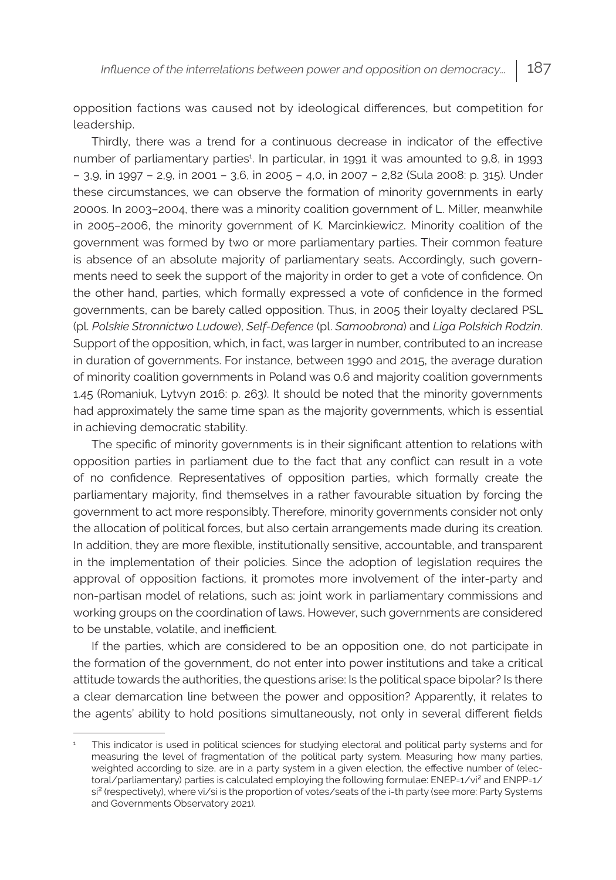opposition factions was caused not by ideological differences, but competition for leadership.

Thirdly, there was a trend for a continuous decrease in indicator of the effective number of parliamentary parties[1]. In particular, in 1991 it was amounted to 9,8, in 1993 – 3,9, in 1997 – 2,9, in 2001 – 3,6, in 2005 – 4,0, in 2007 – 2,82 (Sula 2008: p. 315). Under these circumstances, we can observe the formation of minority governments in early 2000s. In 2003–2004, there was a minority coalition government of L. Miller, meanwhile in 2005–2006, the minority government of K. Marcinkiewicz. Minority coalition of the government was formed by two or more parliamentary parties. Their common feature is absence of an absolute majority of parliamentary seats. Accordingly, such governments need to seek the support of the majority in order to get a vote of confidence. On the other hand, parties, which formally expressed a vote of confidence in the formed governments, can be barely called opposition. Thus, in 2005 their loyalty declared PSL (pl. *Polskie Stronnictwo Ludowe*), *Self-Defence* (pl. *Samoobrona*) and *Liga Polskich Rodzin*. Support of the opposition, which, in fact, was larger in number, contributed to an increase in duration of governments. For instance, between 1990 and 2015, the average duration of minority coalition governments in Poland was 0.6 and majority coalition governments 1.45 (Romaniuk, Lytvyn 2016: p. 263). It should be noted that the minority governments had approximately the same time span as the majority governments, which is essential in achieving democratic stability.

The specific of minority governments is in their significant attention to relations with opposition parties in parliament due to the fact that any conflict can result in a vote of no confidence. Representatives of opposition parties, which formally create the parliamentary majority, find themselves in a rather favourable situation by forcing the government to act more responsibly. Therefore, minority governments consider not only the allocation of political forces, but also certain arrangements made during its creation. In addition, they are more flexible, institutionally sensitive, accountable, and transparent in the implementation of their policies. Since the adoption of legislation requires the approval of opposition factions, it promotes more involvement of the inter-party and non-partisan model of relations, such as: joint work in parliamentary commissions and working groups on the coordination of laws. However, such governments are considered to be unstable, volatile, and inefficient.

If the parties, which are considered to be an opposition one, do not participate in the formation of the government, do not enter into power institutions and take a critical attitude towards the authorities, the questions arise: Is the political space bipolar? Is there a clear demarcation line between the power and opposition? Apparently, it relates to the agents' ability to hold positions simultaneously, not only in several different fields

---

[1] This indicator is used in political sciences for studying electoral and political party systems and for measuring the level of fragmentation of the political party system. Measuring how many parties, weighted according to size, are in a party system in a given election, the effective number of (electoral/parliamentary) parties is calculated employing the following formulae: $ENEP=1/vi^2$ and $ENPP=1/si^2$ (respectively), where vi/si is the proportion of votes/seats of the i-th party (see more: Party Systems and Governments Observatory 2021).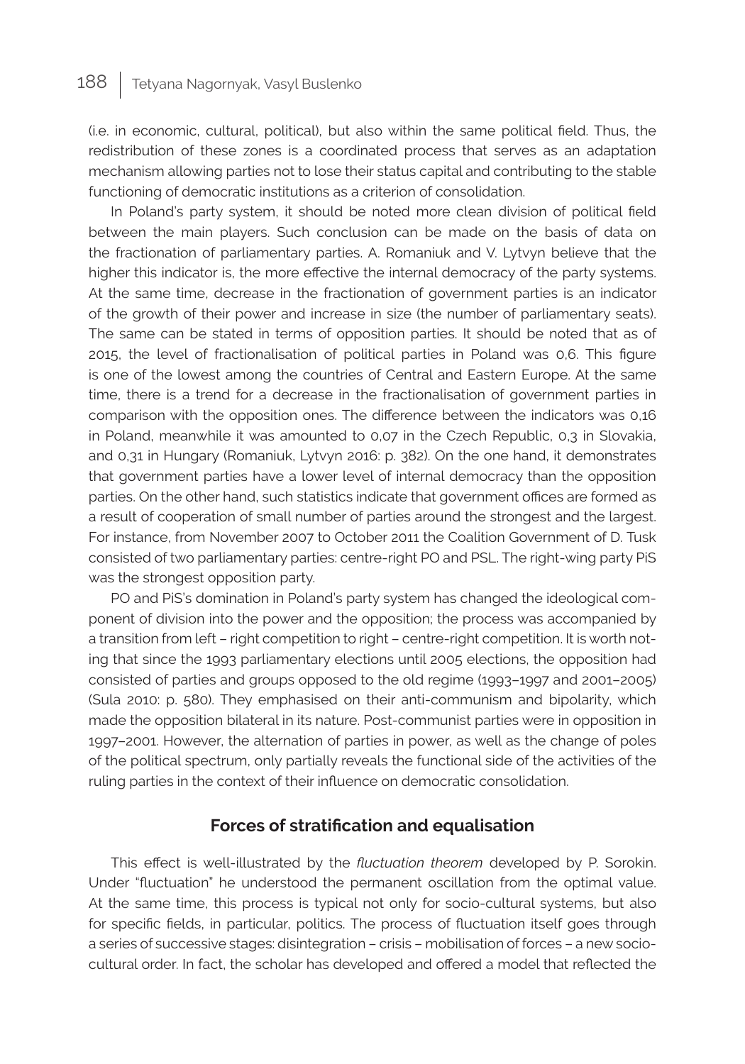(i.e. in economic, cultural, political), but also within the same political field. Thus, the redistribution of these zones is a coordinated process that serves as an adaptation mechanism allowing parties not to lose their status capital and contributing to the stable functioning of democratic institutions as a criterion of consolidation.

In Poland's party system, it should be noted more clean division of political field between the main players. Such conclusion can be made on the basis of data on the fractionation of parliamentary parties. A. Romaniuk and V. Lytvyn believe that the higher this indicator is, the more effective the internal democracy of the party systems. At the same time, decrease in the fractionation of government parties is an indicator of the growth of their power and increase in size (the number of parliamentary seats). The same can be stated in terms of opposition parties. It should be noted that as of 2015, the level of fractionalisation of political parties in Poland was 0,6. This figure is one of the lowest among the countries of Central and Eastern Europe. At the same time, there is a trend for a decrease in the fractionalisation of government parties in comparison with the opposition ones. The difference between the indicators was 0,16 in Poland, meanwhile it was amounted to 0,07 in the Czech Republic, 0,3 in Slovakia, and 0,31 in Hungary (Romaniuk, Lytvyn 2016: p. 382). On the one hand, it demonstrates that government parties have a lower level of internal democracy than the opposition parties. On the other hand, such statistics indicate that government offices are formed as a result of cooperation of small number of parties around the strongest and the largest. For instance, from November 2007 to October 2011 the Coalition Government of D. Tusk consisted of two parliamentary parties: centre-right PO and PSL. The right-wing party PiS was the strongest opposition party.

PO and PiS's domination in Poland's party system has changed the ideological component of division into the power and the opposition; the process was accompanied by a transition from left – right competition to right – centre-right competition. It is worth noting that since the 1993 parliamentary elections until 2005 elections, the opposition had consisted of parties and groups opposed to the old regime (1993–1997 and 2001–2005) (Sula 2010: p. 580). They emphasised on their anti-communism and bipolarity, which made the opposition bilateral in its nature. Post-communist parties were in opposition in 1997–2001. However, the alternation of parties in power, as well as the change of poles of the political spectrum, only partially reveals the functional side of the activities of the ruling parties in the context of their influence on democratic consolidation.

## Forces of stratification and equalisation

This effect is well-illustrated by the *fluctuation theorem* developed by P. Sorokin. Under "fluctuation" he understood the permanent oscillation from the optimal value. At the same time, this process is typical not only for socio-cultural systems, but also for specific fields, in particular, politics. The process of fluctuation itself goes through a series of successive stages: disintegration – crisis – mobilisation of forces – a new socio-cultural order. In fact, the scholar has developed and offered a model that reflected the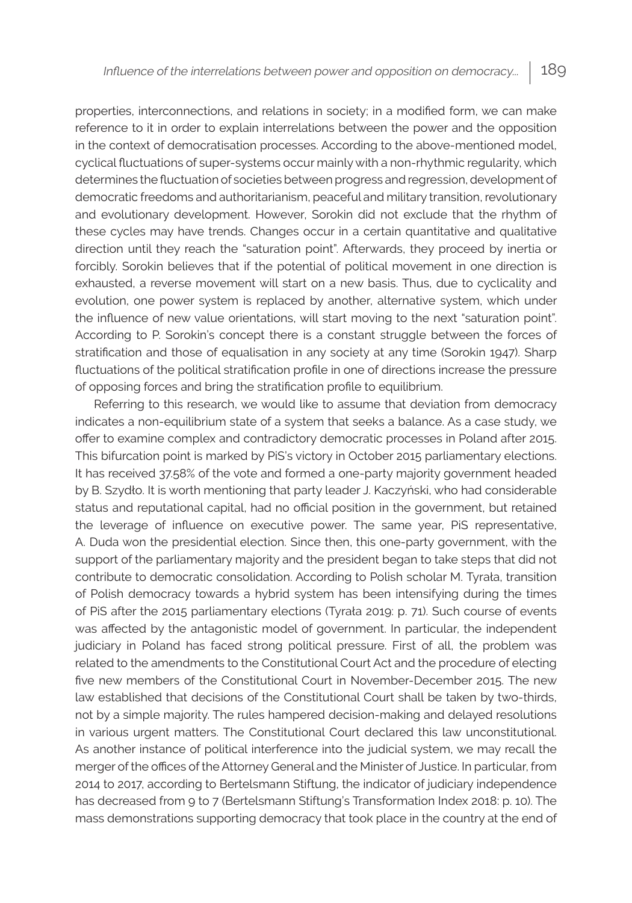properties, interconnections, and relations in society; in a modified form, we can make reference to it in order to explain interrelations between the power and the opposition in the context of democratisation processes. According to the above-mentioned model, cyclical fluctuations of super-systems occur mainly with a non-rhythmic regularity, which determines the fluctuation of societies between progress and regression, development of democratic freedoms and authoritarianism, peaceful and military transition, revolutionary and evolutionary development. However, Sorokin did not exclude that the rhythm of these cycles may have trends. Changes occur in a certain quantitative and qualitative direction until they reach the "saturation point". Afterwards, they proceed by inertia or forcibly. Sorokin believes that if the potential of political movement in one direction is exhausted, a reverse movement will start on a new basis. Thus, due to cyclicality and evolution, one power system is replaced by another, alternative system, which under the influence of new value orientations, will start moving to the next "saturation point". According to P. Sorokin's concept there is a constant struggle between the forces of stratification and those of equalisation in any society at any time (Sorokin 1947). Sharp fluctuations of the political stratification profile in one of directions increase the pressure of opposing forces and bring the stratification profile to equilibrium.

Referring to this research, we would like to assume that deviation from democracy indicates a non-equilibrium state of a system that seeks a balance. As a case study, we offer to examine complex and contradictory democratic processes in Poland after 2015. This bifurcation point is marked by PiS's victory in October 2015 parliamentary elections. It has received 37.58% of the vote and formed a one-party majority government headed by B. Szydło. It is worth mentioning that party leader J. Kaczyński, who had considerable status and reputational capital, had no official position in the government, but retained the leverage of influence on executive power. The same year, PiS representative, A. Duda won the presidential election. Since then, this one-party government, with the support of the parliamentary majority and the president began to take steps that did not contribute to democratic consolidation. According to Polish scholar M. Tyrała, transition of Polish democracy towards a hybrid system has been intensifying during the times of PiS after the 2015 parliamentary elections (Tyrała 2019: p. 71). Such course of events was affected by the antagonistic model of government. In particular, the independent judiciary in Poland has faced strong political pressure. First of all, the problem was related to the amendments to the Constitutional Court Act and the procedure of electing five new members of the Constitutional Court in November-December 2015. The new law established that decisions of the Constitutional Court shall be taken by two-thirds, not by a simple majority. The rules hampered decision-making and delayed resolutions in various urgent matters. The Constitutional Court declared this law unconstitutional. As another instance of political interference into the judicial system, we may recall the merger of the offices of the Attorney General and the Minister of Justice. In particular, from 2014 to 2017, according to Bertelsmann Stiftung, the indicator of judiciary independence has decreased from 9 to 7 (Bertelsmann Stiftung's Transformation Index 2018: p. 10). The mass demonstrations supporting democracy that took place in the country at the end of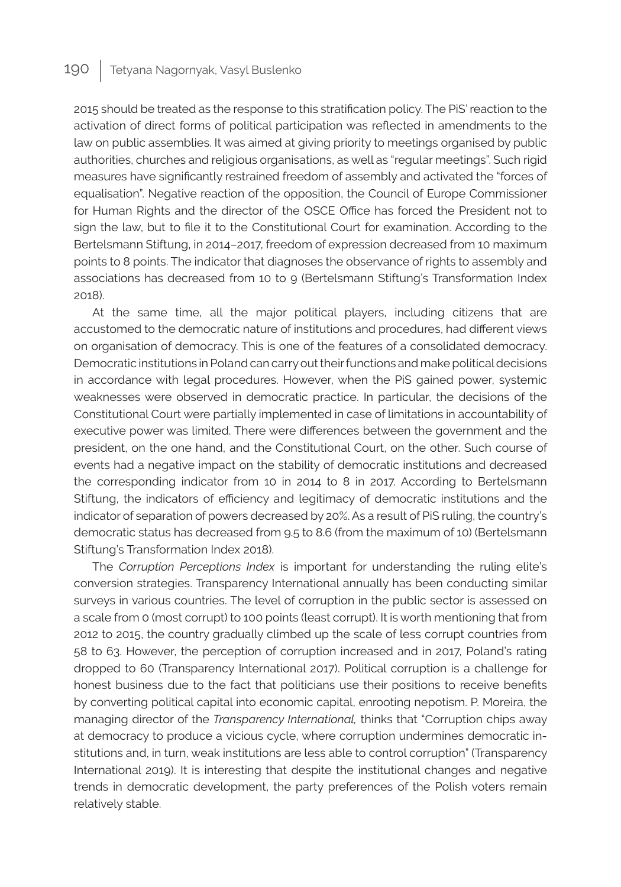2015 should be treated as the response to this stratification policy. The PiS' reaction to the activation of direct forms of political participation was reflected in amendments to the law on public assemblies. It was aimed at giving priority to meetings organised by public authorities, churches and religious organisations, as well as "regular meetings". Such rigid measures have significantly restrained freedom of assembly and activated the "forces of equalisation". Negative reaction of the opposition, the Council of Europe Commissioner for Human Rights and the director of the OSCE Office has forced the President not to sign the law, but to file it to the Constitutional Court for examination. According to the Bertelsmann Stiftung, in 2014–2017, freedom of expression decreased from 10 maximum points to 8 points. The indicator that diagnoses the observance of rights to assembly and associations has decreased from 10 to 9 (Bertelsmann Stiftung's Transformation Index 2018).

At the same time, all the major political players, including citizens that are accustomed to the democratic nature of institutions and procedures, had different views on organisation of democracy. This is one of the features of a consolidated democracy. Democratic institutions in Poland can carry out their functions and make political decisions in accordance with legal procedures. However, when the PiS gained power, systemic weaknesses were observed in democratic practice. In particular, the decisions of the Constitutional Court were partially implemented in case of limitations in accountability of executive power was limited. There were differences between the government and the president, on the one hand, and the Constitutional Court, on the other. Such course of events had a negative impact on the stability of democratic institutions and decreased the corresponding indicator from 10 in 2014 to 8 in 2017. According to Bertelsmann Stiftung, the indicators of efficiency and legitimacy of democratic institutions and the indicator of separation of powers decreased by 20%. As a result of PiS ruling, the country's democratic status has decreased from 9.5 to 8.6 (from the maximum of 10) (Bertelsmann Stiftung's Transformation Index 2018).

The *Corruption Perceptions Index* is important for understanding the ruling elite's conversion strategies. Transparency International annually has been conducting similar surveys in various countries. The level of corruption in the public sector is assessed on a scale from 0 (most corrupt) to 100 points (least corrupt). It is worth mentioning that from 2012 to 2015, the country gradually climbed up the scale of less corrupt countries from 58 to 63. However, the perception of corruption increased and in 2017, Poland's rating dropped to 60 (Transparency International 2017). Political corruption is a challenge for honest business due to the fact that politicians use their positions to receive benefits by converting political capital into economic capital, enrooting nepotism. P. Moreira, the managing director of the *Transparency International,* thinks that "Corruption chips away at democracy to produce a vicious cycle, where corruption undermines democratic institutions and, in turn, weak institutions are less able to control corruption" (Transparency International 2019). It is interesting that despite the institutional changes and negative trends in democratic development, the party preferences of the Polish voters remain relatively stable.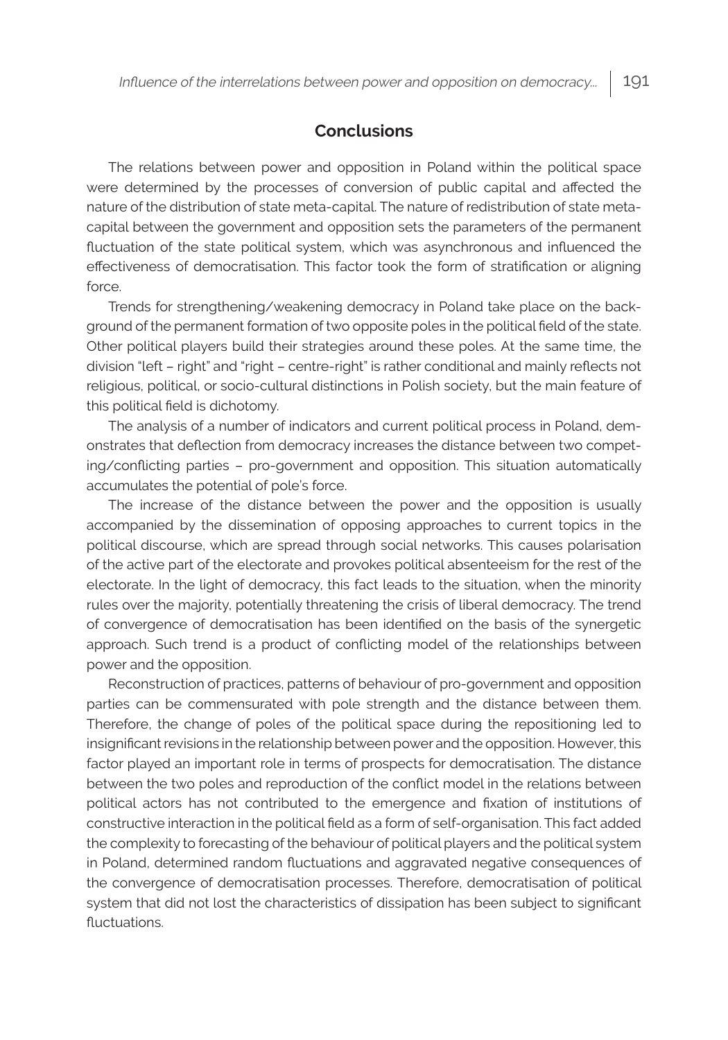## Conclusions

The relations between power and opposition in Poland within the political space were determined by the processes of conversion of public capital and affected the nature of the distribution of state meta-capital. The nature of redistribution of state meta-capital between the government and opposition sets the parameters of the permanent fluctuation of the state political system, which was asynchronous and influenced the effectiveness of democratisation. This factor took the form of stratification or aligning force.

Trends for strengthening/weakening democracy in Poland take place on the background of the permanent formation of two opposite poles in the political field of the state. Other political players build their strategies around these poles. At the same time, the division "left – right" and "right – centre-right" is rather conditional and mainly reflects not religious, political, or socio-cultural distinctions in Polish society, but the main feature of this political field is dichotomy.

The analysis of a number of indicators and current political process in Poland, demonstrates that deflection from democracy increases the distance between two competing/conflicting parties – pro-government and opposition. This situation automatically accumulates the potential of pole's force.

The increase of the distance between the power and the opposition is usually accompanied by the dissemination of opposing approaches to current topics in the political discourse, which are spread through social networks. This causes polarisation of the active part of the electorate and provokes political absenteeism for the rest of the electorate. In the light of democracy, this fact leads to the situation, when the minority rules over the majority, potentially threatening the crisis of liberal democracy. The trend of convergence of democratisation has been identified on the basis of the synergetic approach. Such trend is a product of conflicting model of the relationships between power and the opposition.

Reconstruction of practices, patterns of behaviour of pro-government and opposition parties can be commensurated with pole strength and the distance between them. Therefore, the change of poles of the political space during the repositioning led to insignificant revisions in the relationship between power and the opposition. However, this factor played an important role in terms of prospects for democratisation. The distance between the two poles and reproduction of the conflict model in the relations between political actors has not contributed to the emergence and fixation of institutions of constructive interaction in the political field as a form of self-organisation. This fact added the complexity to forecasting of the behaviour of political players and the political system in Poland, determined random fluctuations and aggravated negative consequences of the convergence of democratisation processes. Therefore, democratisation of political system that did not lost the characteristics of dissipation has been subject to significant fluctuations.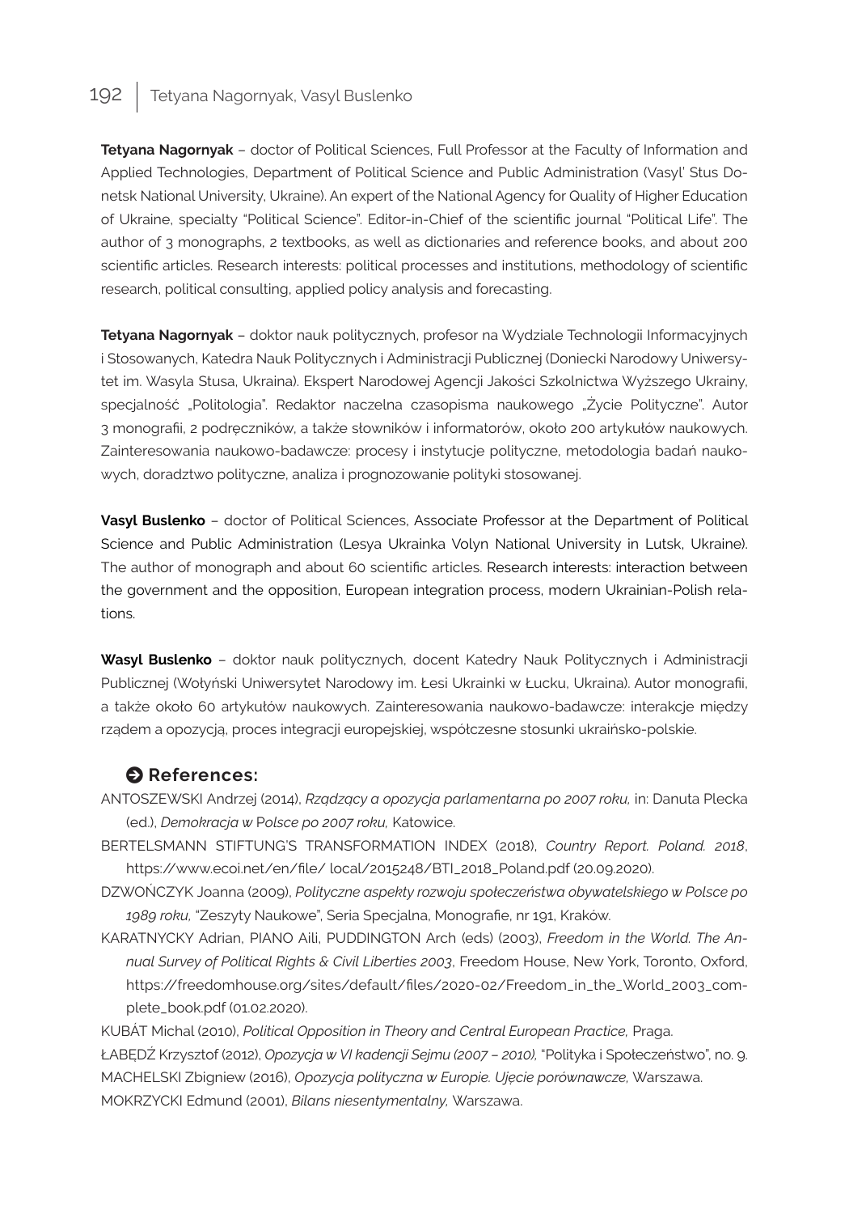**Tetyana Nagornyak** – doctor of Political Sciences, Full Professor at the Faculty of Information and Applied Technologies, Department of Political Science and Public Administration (Vasyl' Stus Donetsk National University, Ukraine). An expert of the National Agency for Quality of Higher Education of Ukraine, specialty "Political Science". Editor-in-Chief of the scientific journal "Political Life". The author of 3 monographs, 2 textbooks, as well as dictionaries and reference books, and about 200 scientific articles. Research interests: political processes and institutions, methodology of scientific research, political consulting, applied policy analysis and forecasting.

**Tetyana Nagornyak** – doktor nauk politycznych, profesor na Wydziale Technologii Informacyjnych i Stosowanych, Katedra Nauk Politycznych i Administracji Publicznej (Doniecki Narodowy Uniwersytet im. Wasyla Stusa, Ukraina). Ekspert Narodowej Agencji Jakości Szkolnictwa Wyższego Ukrainy, specjalność „Politologia". Redaktor naczelna czasopisma naukowego „Życie Polityczne". Autor 3 monografii, 2 podręczników, a także słowników i informatorów, około 200 artykułów naukowych. Zainteresowania naukowo-badawcze: procesy i instytucje polityczne, metodologia badań naukowych, doradztwo polityczne, analiza i prognozowanie polityki stosowanej.

**Vasyl Buslenko** – doctor of Political Sciences, Associate Professor at the Department of Political Science and Public Administration (Lesya Ukrainka Volyn National University in Lutsk, Ukraine). The author of monograph and about 60 scientific articles. Research interests: interaction between the government and the opposition, European integration process, modern Ukrainian-Polish relations.

**Wasyl Buslenko** – doktor nauk politycznych, docent Katedry Nauk Politycznych i Administracji Publicznej (Wołyński Uniwersytet Narodowy im. Łesi Ukrainki w Łucku, Ukraina). Autor monografii, a także około 60 artykułów naukowych. Zainteresowania naukowo-badawcze: interakcje między rządem a opozycją, proces integracji europejskiej, współczesne stosunki ukraińsko-polskie.

## References:

ANTOSZEWSKI Andrzej (2014), *Rządzący a opozycja parlamentarna po 2007 roku,* in: Danuta Plecka (ed.), *Demokracja w Polsce po 2007 roku,* Katowice.

BERTELSMANN STIFTUNG'S TRANSFORMATION INDEX (2018), *Country Report. Poland. 2018*, https://www.ecoi.net/en/file/ local/2015248/BTI_2018_Poland.pdf (20.09.2020).

DZWOŃCZYK Joanna (2009), *Polityczne aspekty rozwoju społeczeństwa obywatelskiego w Polsce po 1989 roku,* "Zeszyty Naukowe", Seria Specjalna, Monografie, nr 191, Kraków.

KARATNYCKY Adrian, PIANO Aili, PUDDINGTON Arch (eds) (2003), *Freedom in the World. The Annual Survey of Political Rights & Civil Liberties 2003*, Freedom House, New York, Toronto, Oxford, https://freedomhouse.org/sites/default/files/2020-02/Freedom_in_the_World_2003_complete_book.pdf (01.02.2020).

KUBÁT Michal (2010), *Political Opposition in Theory and Central European Practice,* Praga.

ŁABĘDŹ Krzysztof (2012), *Opozycja w VI kadencji Sejmu (2007 – 2010),* "Polityka i Społeczeństwo", no. 9.

MACHELSKI Zbigniew (2016), *Opozycja polityczna w Europie. Ujęcie porównawcze,* Warszawa.

MOKRZYCKI Edmund (2001), *Bilans niesentymentalny,* Warszawa.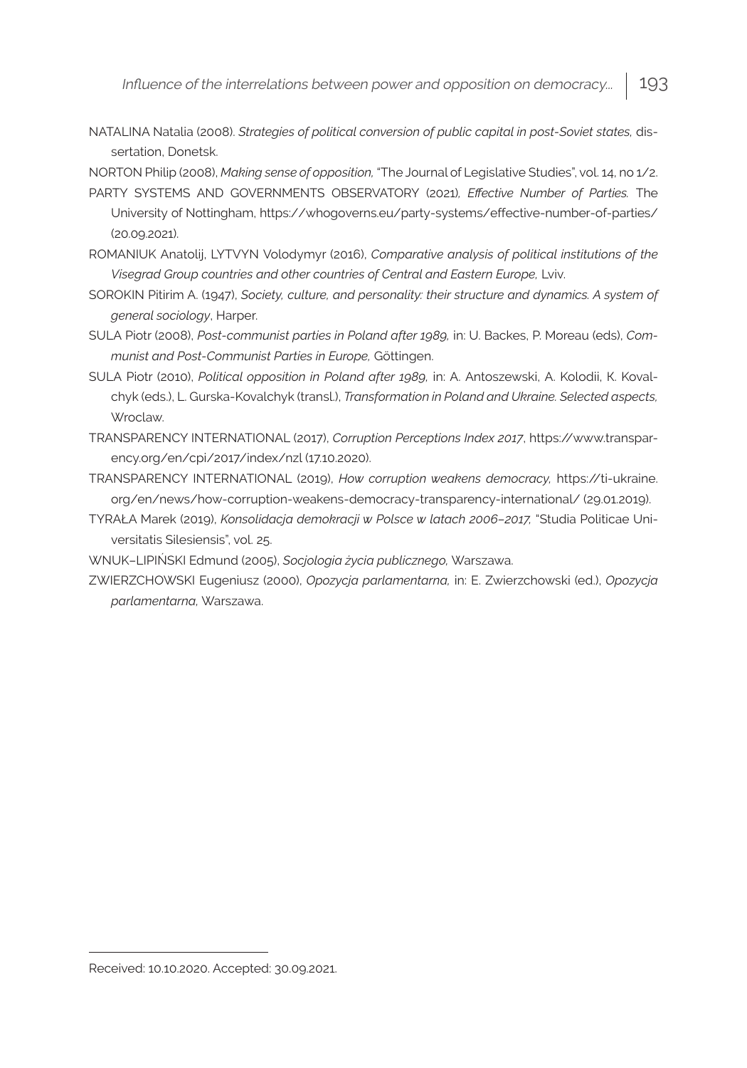NATALINA Natalia (2008). *Strategies of political conversion of public capital in post-Soviet states,* dissertation, Donetsk.

NORTON Philip (2008), *Making sense of opposition,* "The Journal of Legislative Studies", vol. 14, no 1/2.

PARTY SYSTEMS AND GOVERNMENTS OBSERVATORY (2021), *Effective Number of Parties.* The University of Nottingham, https://whogoverns.eu/party-systems/effective-number-of-parties/ (20.09.2021).

ROMANIUK Anatolij, LYTVYN Volodymyr (2016), *Comparative analysis of political institutions of the Visegrad Group countries and other countries of Central and Eastern Europe,* Lviv.

SOROKIN Pitirim A. (1947), *Society, culture, and personality: their structure and dynamics. A system of general sociology*, Harper.

SULA Piotr (2008), *Post-communist parties in Poland after 1989,* in: U. Backes, P. Moreau (eds), *Communist and Post-Communist Parties in Europe,* Göttingen.

SULA Piotr (2010), *Political opposition in Poland after 1989,* in: A. Antoszewski, A. Kolodii, K. Kovalchyk (eds.), L. Gurska-Kovalchyk (transl.), *Transformation in Poland and Ukraine. Selected aspects,* Wroclaw.

TRANSPARENCY INTERNATIONAL (2017), *Corruption Perceptions Index 2017*, https://www.transparency.org/en/cpi/2017/index/nzl (17.10.2020).

TRANSPARENCY INTERNATIONAL (2019), *How corruption weakens democracy,* https://ti-ukraine.org/en/news/how-corruption-weakens-democracy-transparency-international/ (29.01.2019).

TYRAŁA Marek (2019), *Konsolidacja demokracji w Polsce w latach 2006–2017,* "Studia Politicae Universitatis Silesiensis", vol. 25.

WNUK–LIPIŃSKI Edmund (2005), *Socjologia życia publicznego,* Warszawa.

ZWIERZCHOWSKI Eugeniusz (2000), *Opozycja parlamentarna,* in: E. Zwierzchowski (ed.), *Opozycja parlamentarna,* Warszawa.

Received: 10.10.2020. Accepted: 30.09.2021.